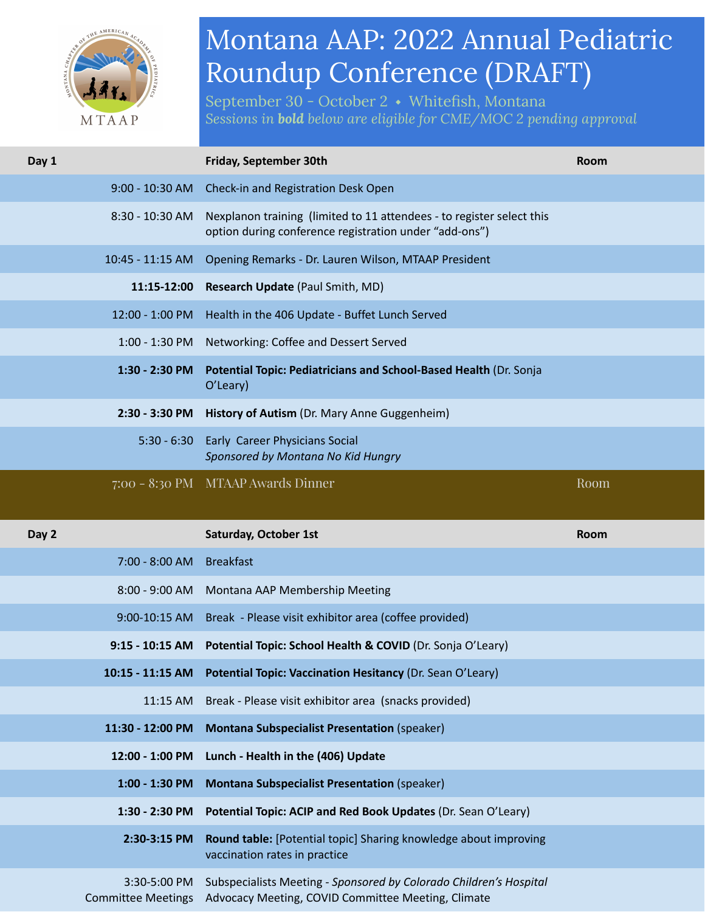# Montana AAP: 2022 Annual Pediatric Roundup Conference (DRAFT)

September 30 - October 2 ⬩ Whitefish, Montana

*Sessions in **bold** below are eligible for CME/MOC 2 pending approval*

| Day 1 | Friday, September 30th | Room |
|---|---|---|
| 9:00 - 10:30 AM | Check-in and Registration Desk Open | |
| 8:30 - 10:30 AM | Nexplanon training (limited to 11 attendees - to register select this option during conference registration under "add-ons") | |
| 10:45 - 11:15 AM | Opening Remarks - Dr. Lauren Wilson, MTAAP President | |
| **11:15-12:00** | **Research Update** (Paul Smith, MD) | |
| 12:00 - 1:00 PM | Health in the 406 Update - Buffet Lunch Served | |
| 1:00 - 1:30 PM | Networking: Coffee and Dessert Served | |
| **1:30 - 2:30 PM** | **Potential Topic: Pediatricians and School-Based Health** (Dr. Sonja O'Leary) | |
| **2:30 - 3:30 PM** | **History of Autism** (Dr. Mary Anne Guggenheim) | |
| 5:30 - 6:30 | Early Career Physicians Social *Sponsored by Montana No Kid Hungry* | |
| 7:00 - 8:30 PM | MTAAP Awards Dinner | Room |

| Day 2 | Saturday, October 1st | Room |
|---|---|---|
| 7:00 - 8:00 AM | Breakfast | |
| 8:00 - 9:00 AM | Montana AAP Membership Meeting | |
| 9:00-10:15 AM | Break - Please visit exhibitor area (coffee provided) | |
| **9:15 - 10:15 AM** | **Potential Topic: School Health & COVID** (Dr. Sonja O'Leary) | |
| **10:15 - 11:15 AM** | **Potential Topic: Vaccination Hesitancy** (Dr. Sean O'Leary) | |
| 11:15 AM | Break - Please visit exhibitor area (snacks provided) | |
| **11:30 - 12:00 PM** | **Montana Subspecialist Presentation** (speaker) | |
| **12:00 - 1:00 PM** | **Lunch - Health in the (406) Update** | |
| **1:00 - 1:30 PM** | **Montana Subspecialist Presentation** (speaker) | |
| **1:30 - 2:30 PM** | **Potential Topic: ACIP and Red Book Updates** (Dr. Sean O'Leary) | |
| **2:30-3:15 PM** | **Round table:** [Potential topic] Sharing knowledge about improving vaccination rates in practice | |
| 3:30-5:00 PM Committee Meetings | Subspecialists Meeting - *Sponsored by Colorado Children's Hospital* Advocacy Meeting, COVID Committee Meeting, Climate | |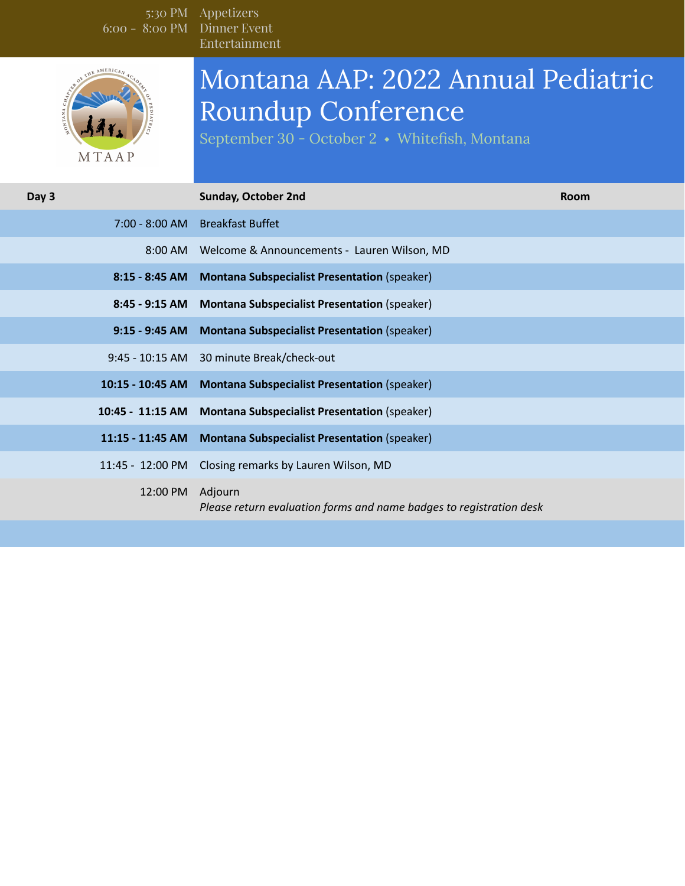| | |
|---|---|
| 5:30 PM | Appetizers |
| 6:00 - 8:00 PM | Dinner Event |
| | Entertainment |

MTAAP

# Montana AAP: 2022 Annual Pediatric Roundup Conference

September 30 - October 2 • Whitefish, Montana

| Day 3 | Sunday, October 2nd | Room |
|---|---|---|
| 7:00 - 8:00 AM | Breakfast Buffet | |
| 8:00 AM | Welcome & Announcements - Lauren Wilson, MD | |
| **8:15 - 8:45 AM** | **Montana Subspecialist Presentation** (speaker) | |
| **8:45 - 9:15 AM** | **Montana Subspecialist Presentation** (speaker) | |
| **9:15 - 9:45 AM** | **Montana Subspecialist Presentation** (speaker) | |
| 9:45 - 10:15 AM | 30 minute Break/check-out | |
| **10:15 - 10:45 AM** | **Montana Subspecialist Presentation** (speaker) | |
| **10:45 - 11:15 AM** | **Montana Subspecialist Presentation** (speaker) | |
| **11:15 - 11:45 AM** | **Montana Subspecialist Presentation** (speaker) | |
| 11:45 - 12:00 PM | Closing remarks by Lauren Wilson, MD | |
| 12:00 PM | Adjourn<br>*Please return evaluation forms and name badges to registration desk* | |